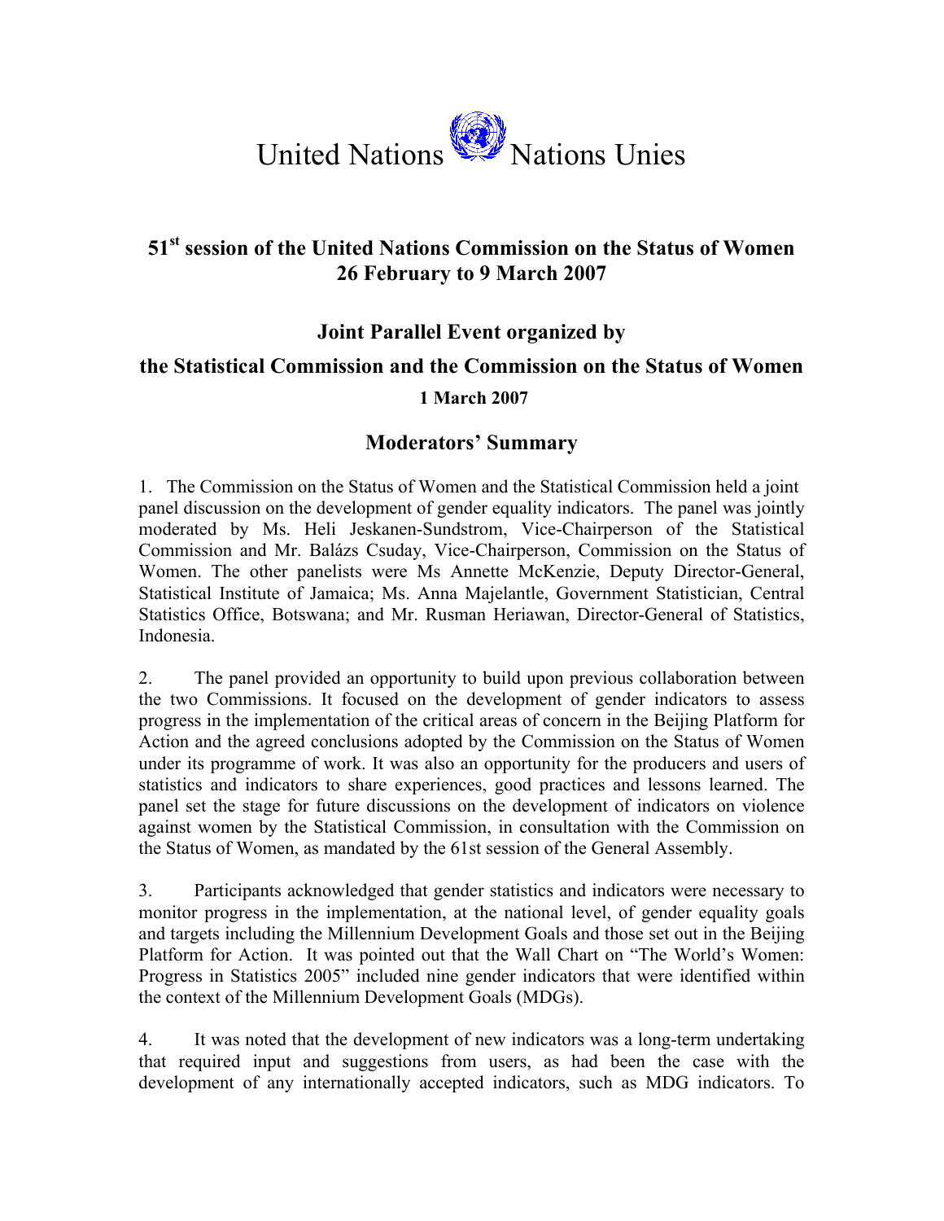United Nations Nations Unies

## 51st session of the United Nations Commission on the Status of Women 26 February to 9 March 2007

## Joint Parallel Event organized by the Statistical Commission and the Commission on the Status of Women

**1 March 2007**

## Moderators' Summary

1. The Commission on the Status of Women and the Statistical Commission held a joint panel discussion on the development of gender equality indicators. The panel was jointly moderated by Ms. Heli Jeskanen-Sundstrom, Vice-Chairperson of the Statistical Commission and Mr. Balázs Csuday, Vice-Chairperson, Commission on the Status of Women. The other panelists were Ms Annette McKenzie, Deputy Director-General, Statistical Institute of Jamaica; Ms. Anna Majelantle, Government Statistician, Central Statistics Office, Botswana; and Mr. Rusman Heriawan, Director-General of Statistics, Indonesia.

2. The panel provided an opportunity to build upon previous collaboration between the two Commissions. It focused on the development of gender indicators to assess progress in the implementation of the critical areas of concern in the Beijing Platform for Action and the agreed conclusions adopted by the Commission on the Status of Women under its programme of work. It was also an opportunity for the producers and users of statistics and indicators to share experiences, good practices and lessons learned. The panel set the stage for future discussions on the development of indicators on violence against women by the Statistical Commission, in consultation with the Commission on the Status of Women, as mandated by the 61st session of the General Assembly.

3. Participants acknowledged that gender statistics and indicators were necessary to monitor progress in the implementation, at the national level, of gender equality goals and targets including the Millennium Development Goals and those set out in the Beijing Platform for Action. It was pointed out that the Wall Chart on "The World's Women: Progress in Statistics 2005" included nine gender indicators that were identified within the context of the Millennium Development Goals (MDGs).

4. It was noted that the development of new indicators was a long-term undertaking that required input and suggestions from users, as had been the case with the development of any internationally accepted indicators, such as MDG indicators. To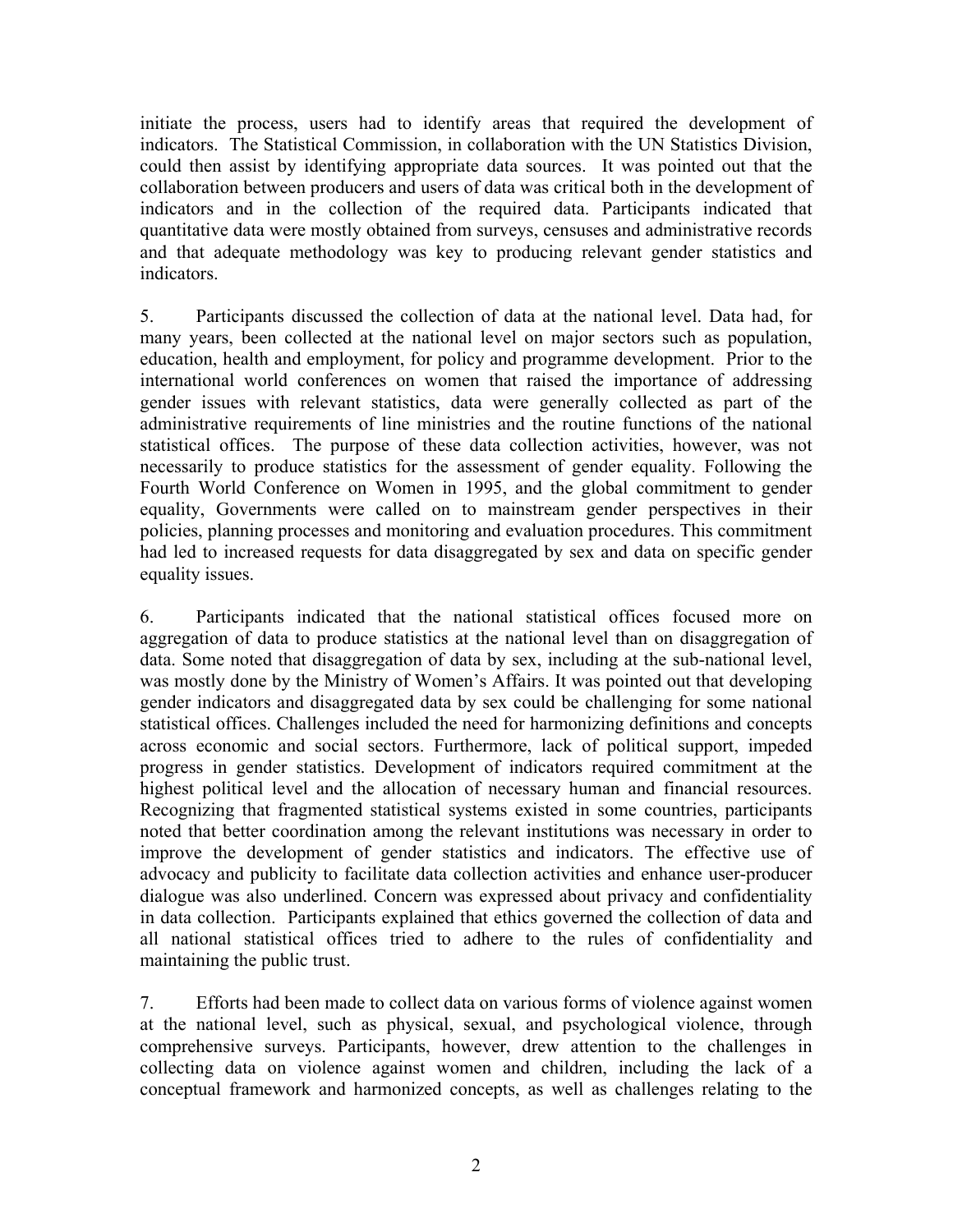initiate the process, users had to identify areas that required the development of indicators. The Statistical Commission, in collaboration with the UN Statistics Division, could then assist by identifying appropriate data sources. It was pointed out that the collaboration between producers and users of data was critical both in the development of indicators and in the collection of the required data. Participants indicated that quantitative data were mostly obtained from surveys, censuses and administrative records and that adequate methodology was key to producing relevant gender statistics and indicators.

5. Participants discussed the collection of data at the national level. Data had, for many years, been collected at the national level on major sectors such as population, education, health and employment, for policy and programme development. Prior to the international world conferences on women that raised the importance of addressing gender issues with relevant statistics, data were generally collected as part of the administrative requirements of line ministries and the routine functions of the national statistical offices. The purpose of these data collection activities, however, was not necessarily to produce statistics for the assessment of gender equality. Following the Fourth World Conference on Women in 1995, and the global commitment to gender equality, Governments were called on to mainstream gender perspectives in their policies, planning processes and monitoring and evaluation procedures. This commitment had led to increased requests for data disaggregated by sex and data on specific gender equality issues.

6. Participants indicated that the national statistical offices focused more on aggregation of data to produce statistics at the national level than on disaggregation of data. Some noted that disaggregation of data by sex, including at the sub-national level, was mostly done by the Ministry of Women's Affairs. It was pointed out that developing gender indicators and disaggregated data by sex could be challenging for some national statistical offices. Challenges included the need for harmonizing definitions and concepts across economic and social sectors. Furthermore, lack of political support, impeded progress in gender statistics. Development of indicators required commitment at the highest political level and the allocation of necessary human and financial resources. Recognizing that fragmented statistical systems existed in some countries, participants noted that better coordination among the relevant institutions was necessary in order to improve the development of gender statistics and indicators. The effective use of advocacy and publicity to facilitate data collection activities and enhance user-producer dialogue was also underlined. Concern was expressed about privacy and confidentiality in data collection. Participants explained that ethics governed the collection of data and all national statistical offices tried to adhere to the rules of confidentiality and maintaining the public trust.

7. Efforts had been made to collect data on various forms of violence against women at the national level, such as physical, sexual, and psychological violence, through comprehensive surveys. Participants, however, drew attention to the challenges in collecting data on violence against women and children, including the lack of a conceptual framework and harmonized concepts, as well as challenges relating to the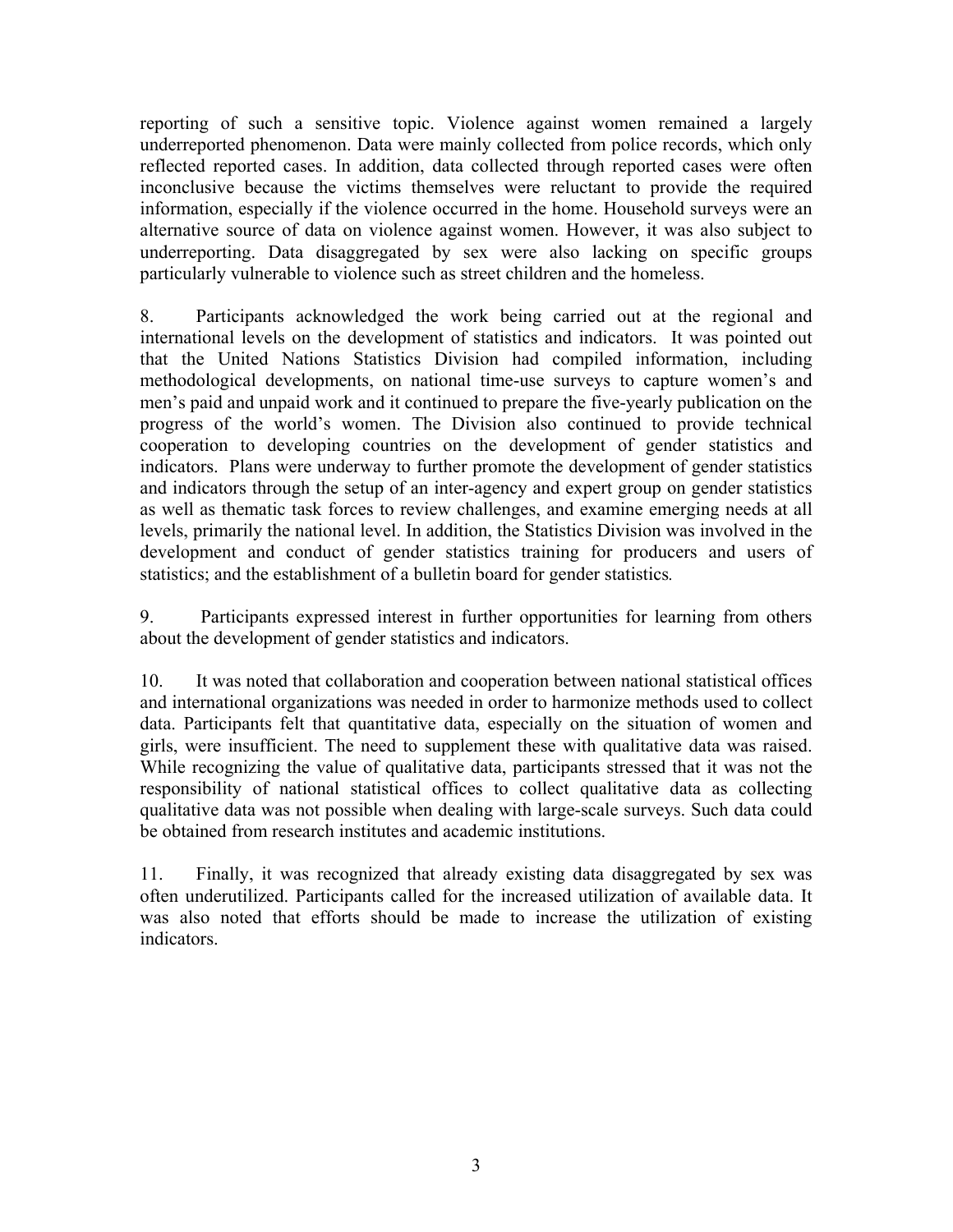reporting of such a sensitive topic. Violence against women remained a largely underreported phenomenon. Data were mainly collected from police records, which only reflected reported cases. In addition, data collected through reported cases were often inconclusive because the victims themselves were reluctant to provide the required information, especially if the violence occurred in the home. Household surveys were an alternative source of data on violence against women. However, it was also subject to underreporting. Data disaggregated by sex were also lacking on specific groups particularly vulnerable to violence such as street children and the homeless.

8. Participants acknowledged the work being carried out at the regional and international levels on the development of statistics and indicators. It was pointed out that the United Nations Statistics Division had compiled information, including methodological developments, on national time-use surveys to capture women's and men's paid and unpaid work and it continued to prepare the five-yearly publication on the progress of the world's women. The Division also continued to provide technical cooperation to developing countries on the development of gender statistics and indicators. Plans were underway to further promote the development of gender statistics and indicators through the setup of an inter-agency and expert group on gender statistics as well as thematic task forces to review challenges, and examine emerging needs at all levels, primarily the national level. In addition, the Statistics Division was involved in the development and conduct of gender statistics training for producers and users of statistics; and the establishment of a bulletin board for gender statistics.

9. Participants expressed interest in further opportunities for learning from others about the development of gender statistics and indicators.

10. It was noted that collaboration and cooperation between national statistical offices and international organizations was needed in order to harmonize methods used to collect data. Participants felt that quantitative data, especially on the situation of women and girls, were insufficient. The need to supplement these with qualitative data was raised. While recognizing the value of qualitative data, participants stressed that it was not the responsibility of national statistical offices to collect qualitative data as collecting qualitative data was not possible when dealing with large-scale surveys. Such data could be obtained from research institutes and academic institutions.

11. Finally, it was recognized that already existing data disaggregated by sex was often underutilized. Participants called for the increased utilization of available data. It was also noted that efforts should be made to increase the utilization of existing indicators.